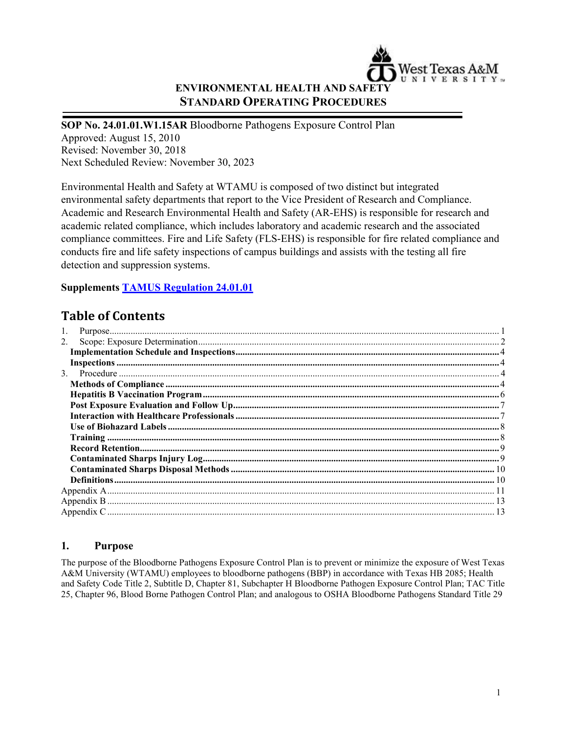**ENVIRONMENTAL HEALTH AND SAFETY**
**STANDARD OPERATING PROCEDURES**

---

**SOP No. 24.01.01.W1.15AR** Bloodborne Pathogens Exposure Control Plan
Approved: August 15, 2010
Revised: November 30, 2018
Next Scheduled Review: November 30, 2023

Environmental Health and Safety at WTAMU is composed of two distinct but integrated environmental safety departments that report to the Vice President of Research and Compliance. Academic and Research Environmental Health and Safety (AR-EHS) is responsible for research and academic related compliance, which includes laboratory and academic research and the associated compliance committees. Fire and Life Safety (FLS-EHS) is responsible for fire related compliance and conducts fire and life safety inspections of campus buildings and assists with the testing all fire detection and suppression systems.

**Supplements TAMUS Regulation 24.01.01**

## Table of Contents

1. Purpose ..... 1
2. Scope: Exposure Determination ..... 2
   - **Implementation Schedule and Inspections** ..... 4
   - **Inspections** ..... 4
3. Procedure ..... 4
   - **Methods of Compliance** ..... 4
   - **Hepatitis B Vaccination Program** ..... 6
   - **Post Exposure Evaluation and Follow Up** ..... 7
   - **Interaction with Healthcare Professionals** ..... 7
   - **Use of Biohazard Labels** ..... 8
   - **Training** ..... 8
   - **Record Retention** ..... 9
   - **Contaminated Sharps Injury Log** ..... 9
   - **Contaminated Sharps Disposal Methods** ..... 10
   - **Definitions** ..... 10

Appendix A ..... 11
Appendix B ..... 13
Appendix C ..... 13

## 1. Purpose

The purpose of the Bloodborne Pathogens Exposure Control Plan is to prevent or minimize the exposure of West Texas A&M University (WTAMU) employees to bloodborne pathogens (BBP) in accordance with Texas HB 2085; Health and Safety Code Title 2, Subtitle D, Chapter 81, Subchapter H Bloodborne Pathogen Exposure Control Plan; TAC Title 25, Chapter 96, Blood Borne Pathogen Control Plan; and analogous to OSHA Bloodborne Pathogens Standard Title 29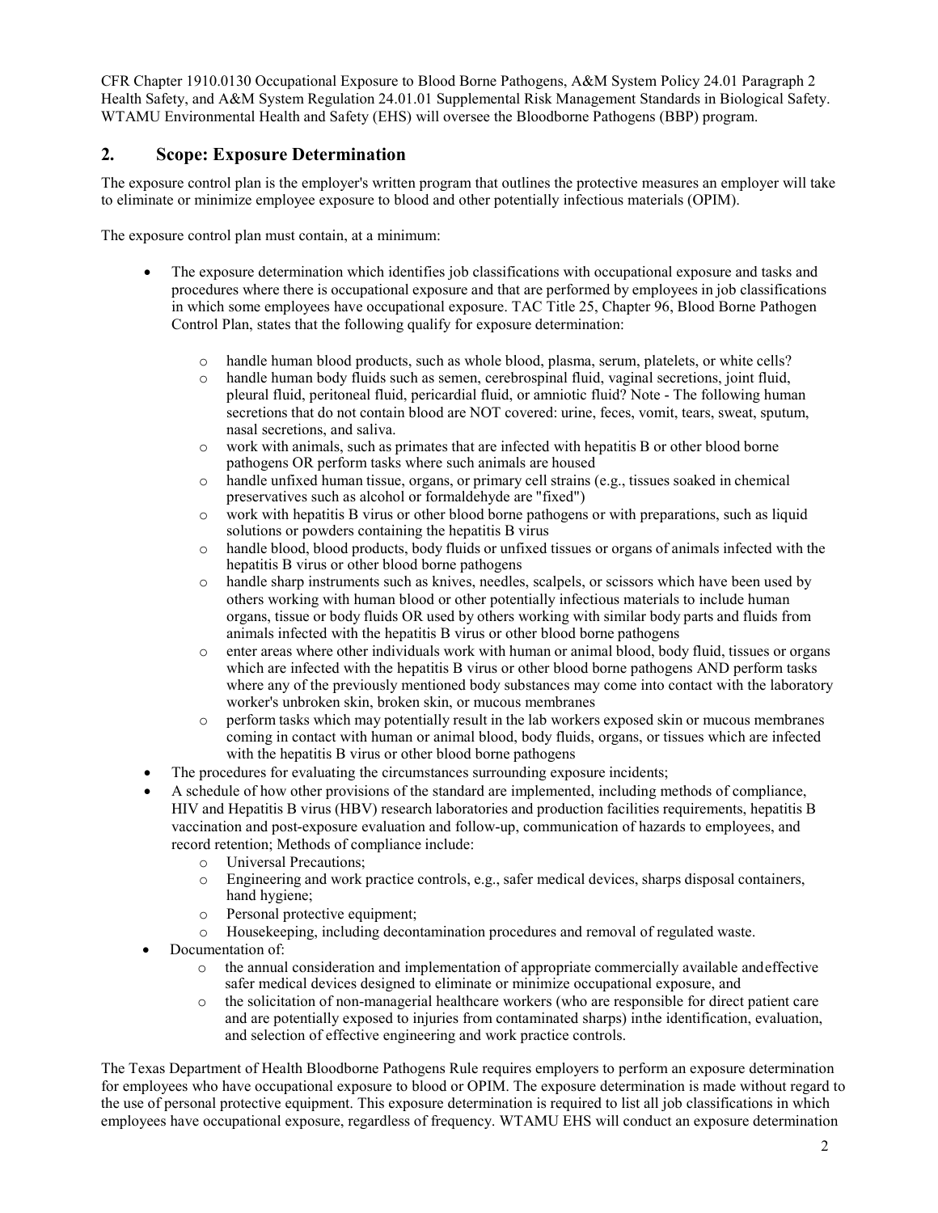CFR Chapter 1910.0130 Occupational Exposure to Blood Borne Pathogens, A&M System Policy 24.01 Paragraph 2 Health Safety, and A&M System Regulation 24.01.01 Supplemental Risk Management Standards in Biological Safety. WTAMU Environmental Health and Safety (EHS) will oversee the Bloodborne Pathogens (BBP) program.

## 2. Scope: Exposure Determination

The exposure control plan is the employer's written program that outlines the protective measures an employer will take to eliminate or minimize employee exposure to blood and other potentially infectious materials (OPIM).

The exposure control plan must contain, at a minimum:

- The exposure determination which identifies job classifications with occupational exposure and tasks and procedures where there is occupational exposure and that are performed by employees in job classifications in which some employees have occupational exposure. TAC Title 25, Chapter 96, Blood Borne Pathogen Control Plan, states that the following qualify for exposure determination:
  - handle human blood products, such as whole blood, plasma, serum, platelets, or white cells?
  - handle human body fluids such as semen, cerebrospinal fluid, vaginal secretions, joint fluid, pleural fluid, peritoneal fluid, pericardial fluid, or amniotic fluid? Note - The following human secretions that do not contain blood are NOT covered: urine, feces, vomit, tears, sweat, sputum, nasal secretions, and saliva.
  - work with animals, such as primates that are infected with hepatitis B or other blood borne pathogens OR perform tasks where such animals are housed
  - handle unfixed human tissue, organs, or primary cell strains (e.g., tissues soaked in chemical preservatives such as alcohol or formaldehyde are "fixed")
  - work with hepatitis B virus or other blood borne pathogens or with preparations, such as liquid solutions or powders containing the hepatitis B virus
  - handle blood, blood products, body fluids or unfixed tissues or organs of animals infected with the hepatitis B virus or other blood borne pathogens
  - handle sharp instruments such as knives, needles, scalpels, or scissors which have been used by others working with human blood or other potentially infectious materials to include human organs, tissue or body fluids OR used by others working with similar body parts and fluids from animals infected with the hepatitis B virus or other blood borne pathogens
  - enter areas where other individuals work with human or animal blood, body fluid, tissues or organs which are infected with the hepatitis B virus or other blood borne pathogens AND perform tasks where any of the previously mentioned body substances may come into contact with the laboratory worker's unbroken skin, broken skin, or mucous membranes
  - perform tasks which may potentially result in the lab workers exposed skin or mucous membranes coming in contact with human or animal blood, body fluids, organs, or tissues which are infected with the hepatitis B virus or other blood borne pathogens
- The procedures for evaluating the circumstances surrounding exposure incidents;
- A schedule of how other provisions of the standard are implemented, including methods of compliance, HIV and Hepatitis B virus (HBV) research laboratories and production facilities requirements, hepatitis B vaccination and post-exposure evaluation and follow-up, communication of hazards to employees, and record retention; Methods of compliance include:
  - Universal Precautions;
  - Engineering and work practice controls, e.g., safer medical devices, sharps disposal containers, hand hygiene;
  - Personal protective equipment;
  - Housekeeping, including decontamination procedures and removal of regulated waste.
- Documentation of:
  - the annual consideration and implementation of appropriate commercially available and effective safer medical devices designed to eliminate or minimize occupational exposure, and
  - the solicitation of non-managerial healthcare workers (who are responsible for direct patient care and are potentially exposed to injuries from contaminated sharps) in the identification, evaluation, and selection of effective engineering and work practice controls.

The Texas Department of Health Bloodborne Pathogens Rule requires employers to perform an exposure determination for employees who have occupational exposure to blood or OPIM. The exposure determination is made without regard to the use of personal protective equipment. This exposure determination is required to list all job classifications in which employees have occupational exposure, regardless of frequency. WTAMU EHS will conduct an exposure determination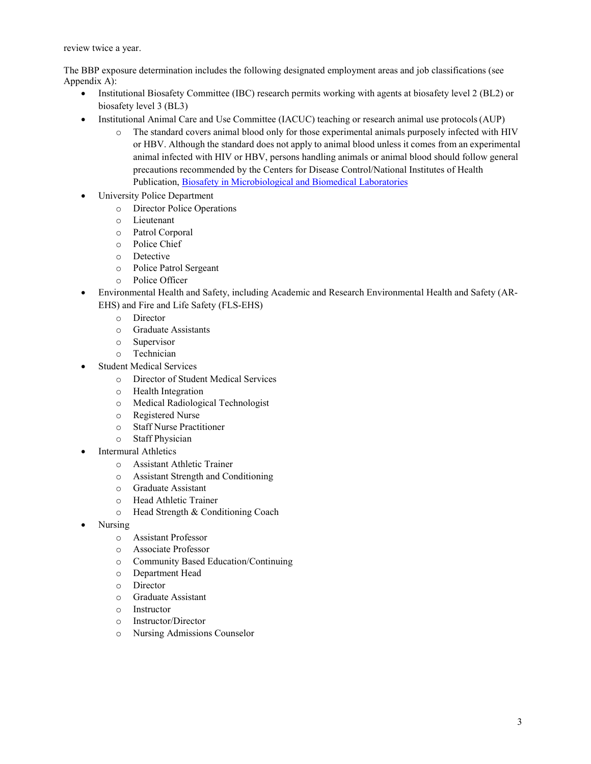review twice a year.

The BBP exposure determination includes the following designated employment areas and job classifications (see Appendix A):

- Institutional Biosafety Committee (IBC) research permits working with agents at biosafety level 2 (BL2) or biosafety level 3 (BL3)
- Institutional Animal Care and Use Committee (IACUC) teaching or research animal use protocols (AUP)
  - The standard covers animal blood only for those experimental animals purposely infected with HIV or HBV. Although the standard does not apply to animal blood unless it comes from an experimental animal infected with HIV or HBV, persons handling animals or animal blood should follow general precautions recommended by the Centers for Disease Control/National Institutes of Health Publication, Biosafety in Microbiological and Biomedical Laboratories
- University Police Department
  - Director Police Operations
  - Lieutenant
  - Patrol Corporal
  - Police Chief
  - Detective
  - Police Patrol Sergeant
  - Police Officer
- Environmental Health and Safety, including Academic and Research Environmental Health and Safety (AR-EHS) and Fire and Life Safety (FLS-EHS)
  - Director
  - Graduate Assistants
  - Supervisor
  - Technician
- Student Medical Services
  - Director of Student Medical Services
  - Health Integration
  - Medical Radiological Technologist
  - Registered Nurse
  - Staff Nurse Practitioner
  - Staff Physician
- Intermural Athletics
  - Assistant Athletic Trainer
  - Assistant Strength and Conditioning
  - Graduate Assistant
  - Head Athletic Trainer
  - Head Strength & Conditioning Coach
- Nursing
  - Assistant Professor
  - Associate Professor
  - Community Based Education/Continuing
  - Department Head
  - Director
  - Graduate Assistant
  - Instructor
  - Instructor/Director
  - Nursing Admissions Counselor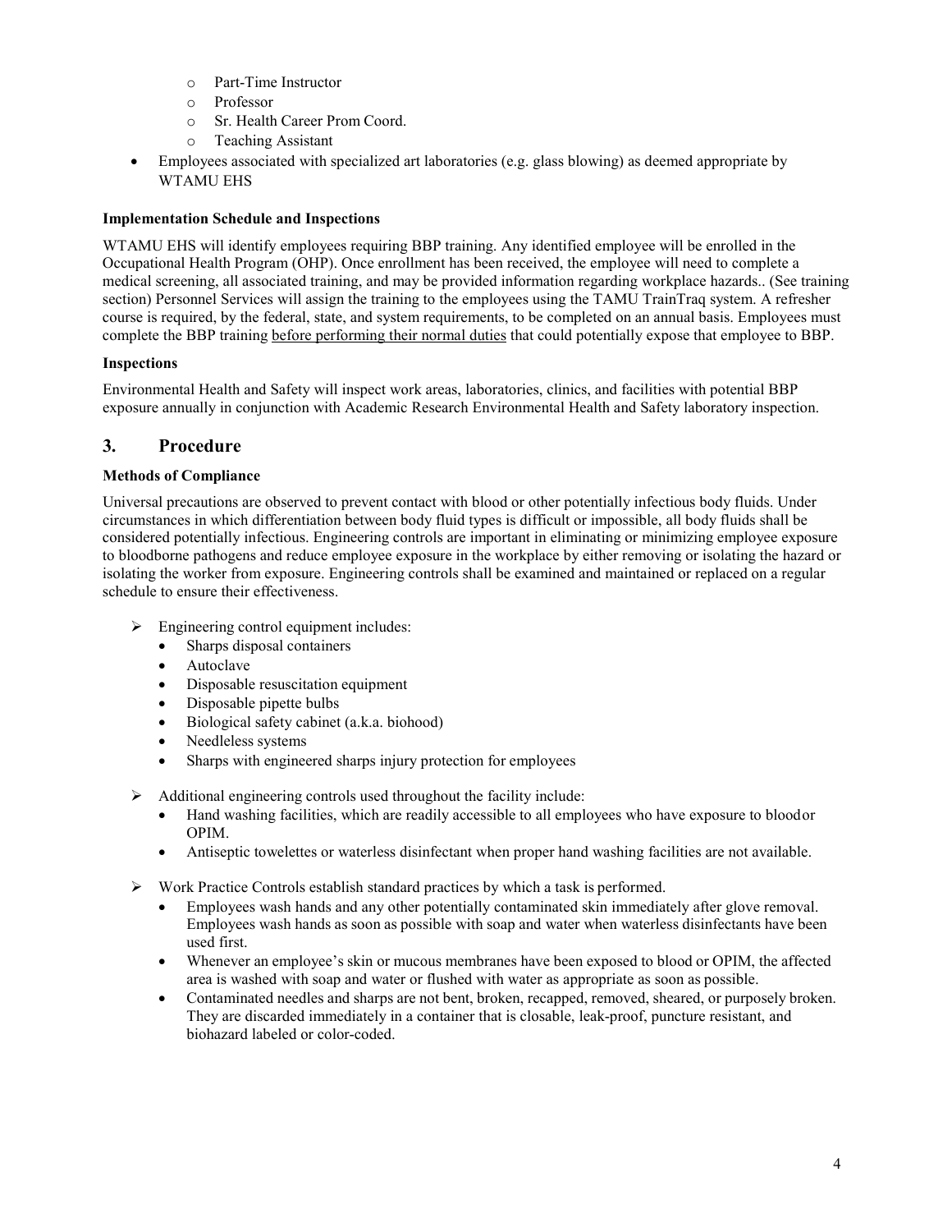- Part-Time Instructor
  - Professor
  - Sr. Health Career Prom Coord.
  - Teaching Assistant
- Employees associated with specialized art laboratories (e.g. glass blowing) as deemed appropriate by WTAMU EHS

**Implementation Schedule and Inspections**

WTAMU EHS will identify employees requiring BBP training. Any identified employee will be enrolled in the Occupational Health Program (OHP). Once enrollment has been received, the employee will need to complete a medical screening, all associated training, and may be provided information regarding workplace hazards.. (See training section) Personnel Services will assign the training to the employees using the TAMU TrainTraq system. A refresher course is required, by the federal, state, and system requirements, to be completed on an annual basis. Employees must complete the BBP training <u>before performing their normal duties</u> that could potentially expose that employee to BBP.

**Inspections**

Environmental Health and Safety will inspect work areas, laboratories, clinics, and facilities with potential BBP exposure annually in conjunction with Academic Research Environmental Health and Safety laboratory inspection.

## 3. Procedure

**Methods of Compliance**

Universal precautions are observed to prevent contact with blood or other potentially infectious body fluids. Under circumstances in which differentiation between body fluid types is difficult or impossible, all body fluids shall be considered potentially infectious. Engineering controls are important in eliminating or minimizing employee exposure to bloodborne pathogens and reduce employee exposure in the workplace by either removing or isolating the hazard or isolating the worker from exposure. Engineering controls shall be examined and maintained or replaced on a regular schedule to ensure their effectiveness.

- Engineering control equipment includes:
  - Sharps disposal containers
  - Autoclave
  - Disposable resuscitation equipment
  - Disposable pipette bulbs
  - Biological safety cabinet (a.k.a. biohood)
  - Needleless systems
  - Sharps with engineered sharps injury protection for employees

- Additional engineering controls used throughout the facility include:
  - Hand washing facilities, which are readily accessible to all employees who have exposure to blood or OPIM.
  - Antiseptic towelettes or waterless disinfectant when proper hand washing facilities are not available.

- Work Practice Controls establish standard practices by which a task is performed.
  - Employees wash hands and any other potentially contaminated skin immediately after glove removal. Employees wash hands as soon as possible with soap and water when waterless disinfectants have been used first.
  - Whenever an employee's skin or mucous membranes have been exposed to blood or OPIM, the affected area is washed with soap and water or flushed with water as appropriate as soon as possible.
  - Contaminated needles and sharps are not bent, broken, recapped, removed, sheared, or purposely broken. They are discarded immediately in a container that is closable, leak-proof, puncture resistant, and biohazard labeled or color-coded.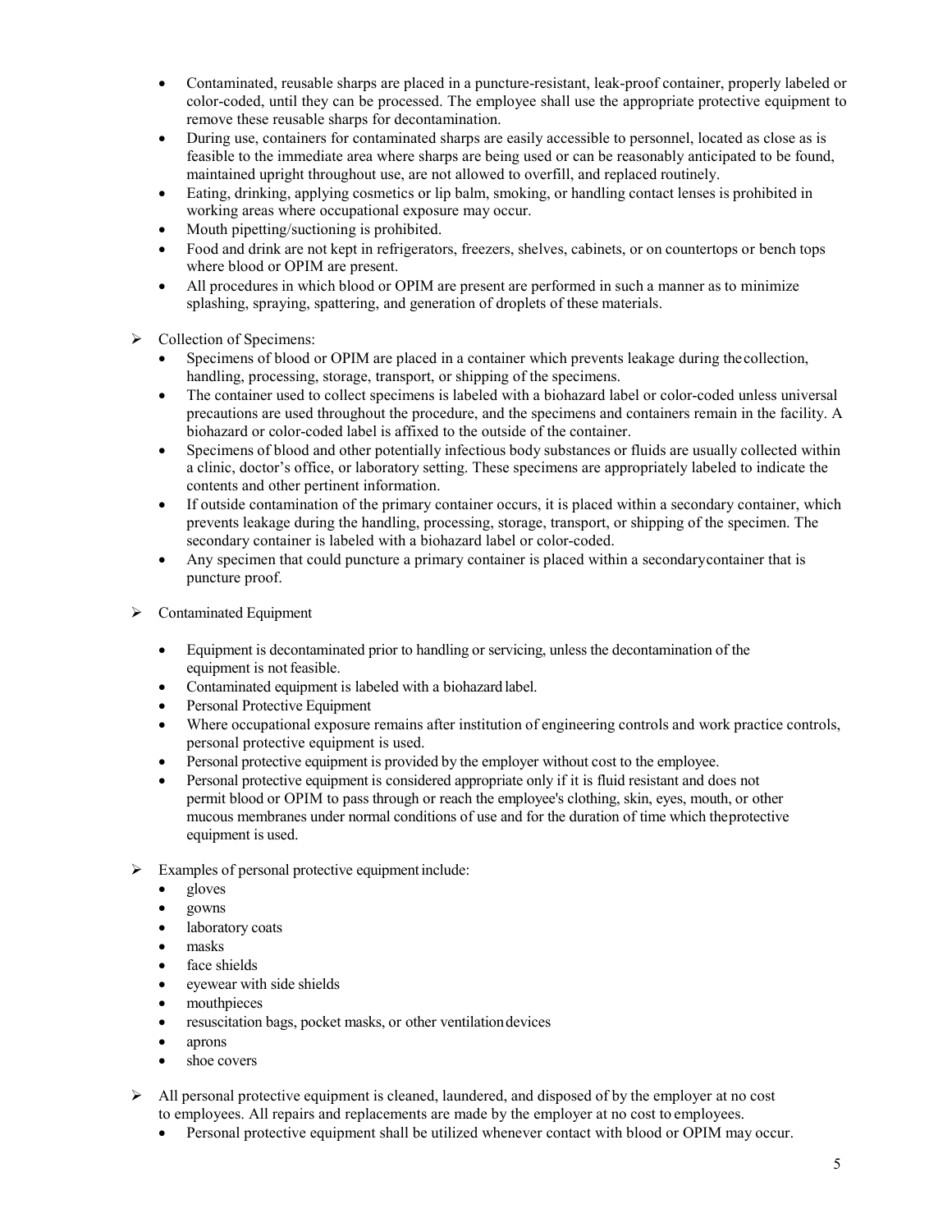- Contaminated, reusable sharps are placed in a puncture-resistant, leak-proof container, properly labeled or color-coded, until they can be processed. The employee shall use the appropriate protective equipment to remove these reusable sharps for decontamination.
- During use, containers for contaminated sharps are easily accessible to personnel, located as close as is feasible to the immediate area where sharps are being used or can be reasonably anticipated to be found, maintained upright throughout use, are not allowed to overfill, and replaced routinely.
- Eating, drinking, applying cosmetics or lip balm, smoking, or handling contact lenses is prohibited in working areas where occupational exposure may occur.
- Mouth pipetting/suctioning is prohibited.
- Food and drink are not kept in refrigerators, freezers, shelves, cabinets, or on countertops or bench tops where blood or OPIM are present.
- All procedures in which blood or OPIM are present are performed in such a manner as to minimize splashing, spraying, spattering, and generation of droplets of these materials.

➢ Collection of Specimens:
  - Specimens of blood or OPIM are placed in a container which prevents leakage during the collection, handling, processing, storage, transport, or shipping of the specimens.
  - The container used to collect specimens is labeled with a biohazard label or color-coded unless universal precautions are used throughout the procedure, and the specimens and containers remain in the facility. A biohazard or color-coded label is affixed to the outside of the container.
  - Specimens of blood and other potentially infectious body substances or fluids are usually collected within a clinic, doctor's office, or laboratory setting. These specimens are appropriately labeled to indicate the contents and other pertinent information.
  - If outside contamination of the primary container occurs, it is placed within a secondary container, which prevents leakage during the handling, processing, storage, transport, or shipping of the specimen. The secondary container is labeled with a biohazard label or color-coded.
  - Any specimen that could puncture a primary container is placed within a secondary container that is puncture proof.

➢ Contaminated Equipment
  - Equipment is decontaminated prior to handling or servicing, unless the decontamination of the equipment is not feasible.
  - Contaminated equipment is labeled with a biohazard label.
  - Personal Protective Equipment
  - Where occupational exposure remains after institution of engineering controls and work practice controls, personal protective equipment is used.
  - Personal protective equipment is provided by the employer without cost to the employee.
  - Personal protective equipment is considered appropriate only if it is fluid resistant and does not permit blood or OPIM to pass through or reach the employee's clothing, skin, eyes, mouth, or other mucous membranes under normal conditions of use and for the duration of time which the protective equipment is used.

➢ Examples of personal protective equipment include:
  - gloves
  - gowns
  - laboratory coats
  - masks
  - face shields
  - eyewear with side shields
  - mouthpieces
  - resuscitation bags, pocket masks, or other ventilation devices
  - aprons
  - shoe covers

➢ All personal protective equipment is cleaned, laundered, and disposed of by the employer at no cost to employees. All repairs and replacements are made by the employer at no cost to employees.
  - Personal protective equipment shall be utilized whenever contact with blood or OPIM may occur.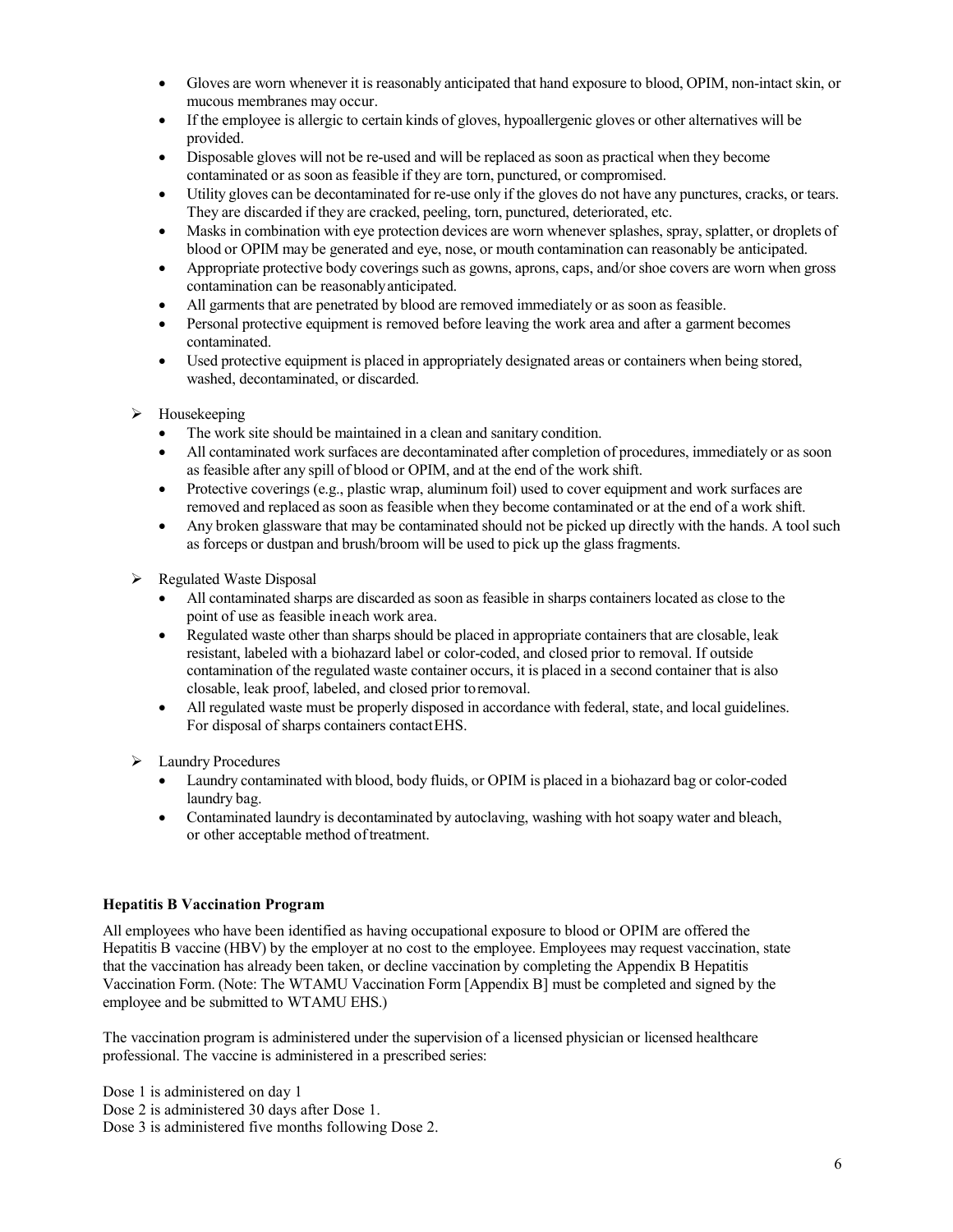- Gloves are worn whenever it is reasonably anticipated that hand exposure to blood, OPIM, non-intact skin, or mucous membranes may occur.
- If the employee is allergic to certain kinds of gloves, hypoallergenic gloves or other alternatives will be provided.
- Disposable gloves will not be re-used and will be replaced as soon as practical when they become contaminated or as soon as feasible if they are torn, punctured, or compromised.
- Utility gloves can be decontaminated for re-use only if the gloves do not have any punctures, cracks, or tears. They are discarded if they are cracked, peeling, torn, punctured, deteriorated, etc.
- Masks in combination with eye protection devices are worn whenever splashes, spray, splatter, or droplets of blood or OPIM may be generated and eye, nose, or mouth contamination can reasonably be anticipated.
- Appropriate protective body coverings such as gowns, aprons, caps, and/or shoe covers are worn when gross contamination can be reasonably anticipated.
- All garments that are penetrated by blood are removed immediately or as soon as feasible.
- Personal protective equipment is removed before leaving the work area and after a garment becomes contaminated.
- Used protective equipment is placed in appropriately designated areas or containers when being stored, washed, decontaminated, or discarded.

➢ Housekeeping
- The work site should be maintained in a clean and sanitary condition.
- All contaminated work surfaces are decontaminated after completion of procedures, immediately or as soon as feasible after any spill of blood or OPIM, and at the end of the work shift.
- Protective coverings (e.g., plastic wrap, aluminum foil) used to cover equipment and work surfaces are removed and replaced as soon as feasible when they become contaminated or at the end of a work shift.
- Any broken glassware that may be contaminated should not be picked up directly with the hands. A tool such as forceps or dustpan and brush/broom will be used to pick up the glass fragments.

➢ Regulated Waste Disposal
- All contaminated sharps are discarded as soon as feasible in sharps containers located as close to the point of use as feasible in each work area.
- Regulated waste other than sharps should be placed in appropriate containers that are closable, leak resistant, labeled with a biohazard label or color-coded, and closed prior to removal. If outside contamination of the regulated waste container occurs, it is placed in a second container that is also closable, leak proof, labeled, and closed prior to removal.
- All regulated waste must be properly disposed in accordance with federal, state, and local guidelines. For disposal of sharps containers contact EHS.

➢ Laundry Procedures
- Laundry contaminated with blood, body fluids, or OPIM is placed in a biohazard bag or color-coded laundry bag.
- Contaminated laundry is decontaminated by autoclaving, washing with hot soapy water and bleach, or other acceptable method of treatment.

**Hepatitis B Vaccination Program**

All employees who have been identified as having occupational exposure to blood or OPIM are offered the Hepatitis B vaccine (HBV) by the employer at no cost to the employee. Employees may request vaccination, state that the vaccination has already been taken, or decline vaccination by completing the Appendix B Hepatitis Vaccination Form. (Note: The WTAMU Vaccination Form [Appendix B] must be completed and signed by the employee and be submitted to WTAMU EHS.)

The vaccination program is administered under the supervision of a licensed physician or licensed healthcare professional. The vaccine is administered in a prescribed series:

Dose 1 is administered on day 1
Dose 2 is administered 30 days after Dose 1.
Dose 3 is administered five months following Dose 2.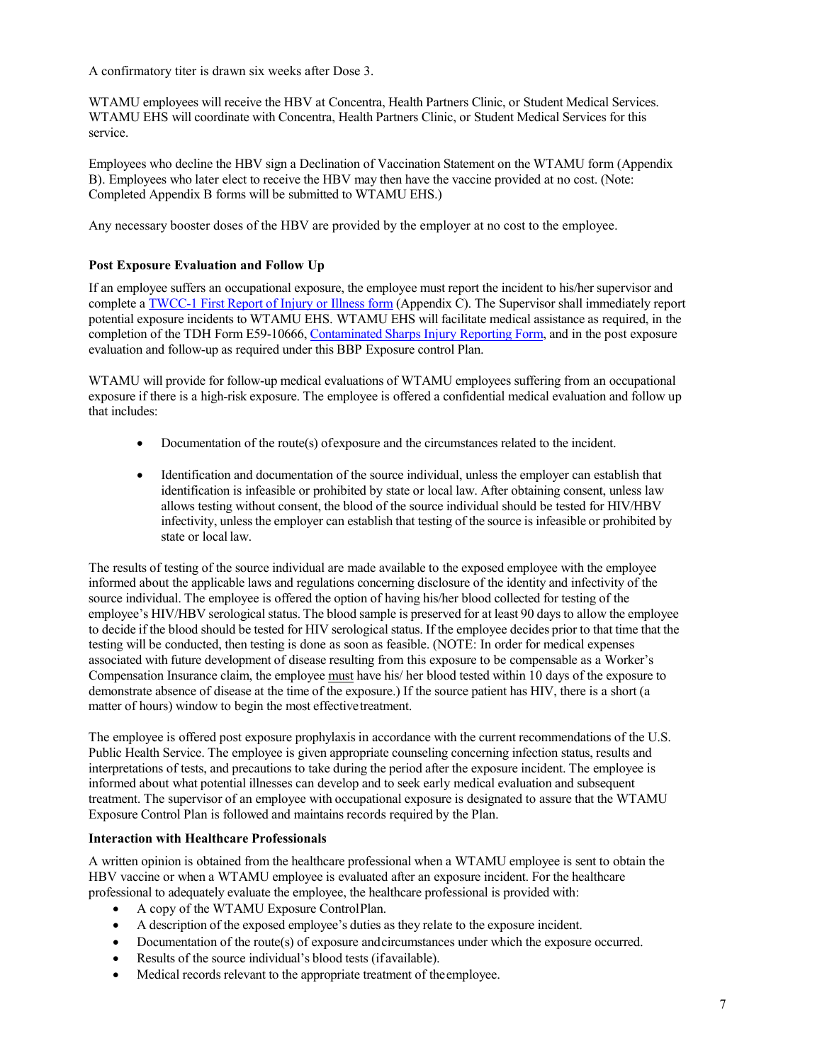A confirmatory titer is drawn six weeks after Dose 3.

WTAMU employees will receive the HBV at Concentra, Health Partners Clinic, or Student Medical Services. WTAMU EHS will coordinate with Concentra, Health Partners Clinic, or Student Medical Services for this service.

Employees who decline the HBV sign a Declination of Vaccination Statement on the WTAMU form (Appendix B). Employees who later elect to receive the HBV may then have the vaccine provided at no cost. (Note: Completed Appendix B forms will be submitted to WTAMU EHS.)

Any necessary booster doses of the HBV are provided by the employer at no cost to the employee.

**Post Exposure Evaluation and Follow Up**

If an employee suffers an occupational exposure, the employee must report the incident to his/her supervisor and complete a [TWCC-1 First Report of Injury or Illness form](#) (Appendix C). The Supervisor shall immediately report potential exposure incidents to WTAMU EHS. WTAMU EHS will facilitate medical assistance as required, in the completion of the TDH Form E59-10666, [Contaminated Sharps Injury Reporting Form](#), and in the post exposure evaluation and follow-up as required under this BBP Exposure control Plan.

WTAMU will provide for follow-up medical evaluations of WTAMU employees suffering from an occupational exposure if there is a high-risk exposure. The employee is offered a confidential medical evaluation and follow up that includes:

- Documentation of the route(s) ofexposure and the circumstances related to the incident.
- Identification and documentation of the source individual, unless the employer can establish that identification is infeasible or prohibited by state or local law. After obtaining consent, unless law allows testing without consent, the blood of the source individual should be tested for HIV/HBV infectivity, unless the employer can establish that testing of the source is infeasible or prohibited by state or local law.

The results of testing of the source individual are made available to the exposed employee with the employee informed about the applicable laws and regulations concerning disclosure of the identity and infectivity of the source individual. The employee is offered the option of having his/her blood collected for testing of the employee's HIV/HBV serological status. The blood sample is preserved for at least 90 days to allow the employee to decide if the blood should be tested for HIV serological status. If the employee decides prior to that time that the testing will be conducted, then testing is done as soon as feasible. (NOTE: In order for medical expenses associated with future development of disease resulting from this exposure to be compensable as a Worker's Compensation Insurance claim, the employee must have his/ her blood tested within 10 days of the exposure to demonstrate absence of disease at the time of the exposure.) If the source patient has HIV, there is a short (a matter of hours) window to begin the most effectivetreatment.

The employee is offered post exposure prophylaxis in accordance with the current recommendations of the U.S. Public Health Service. The employee is given appropriate counseling concerning infection status, results and interpretations of tests, and precautions to take during the period after the exposure incident. The employee is informed about what potential illnesses can develop and to seek early medical evaluation and subsequent treatment. The supervisor of an employee with occupational exposure is designated to assure that the WTAMU Exposure Control Plan is followed and maintains records required by the Plan.

**Interaction with Healthcare Professionals**

A written opinion is obtained from the healthcare professional when a WTAMU employee is sent to obtain the HBV vaccine or when a WTAMU employee is evaluated after an exposure incident. For the healthcare professional to adequately evaluate the employee, the healthcare professional is provided with:

- A copy of the WTAMU Exposure ControlPlan.
- A description of the exposed employee's duties as they relate to the exposure incident.
- Documentation of the route(s) of exposure andcircumstances under which the exposure occurred.
- Results of the source individual's blood tests (ifavailable).
- Medical records relevant to the appropriate treatment of theemployee.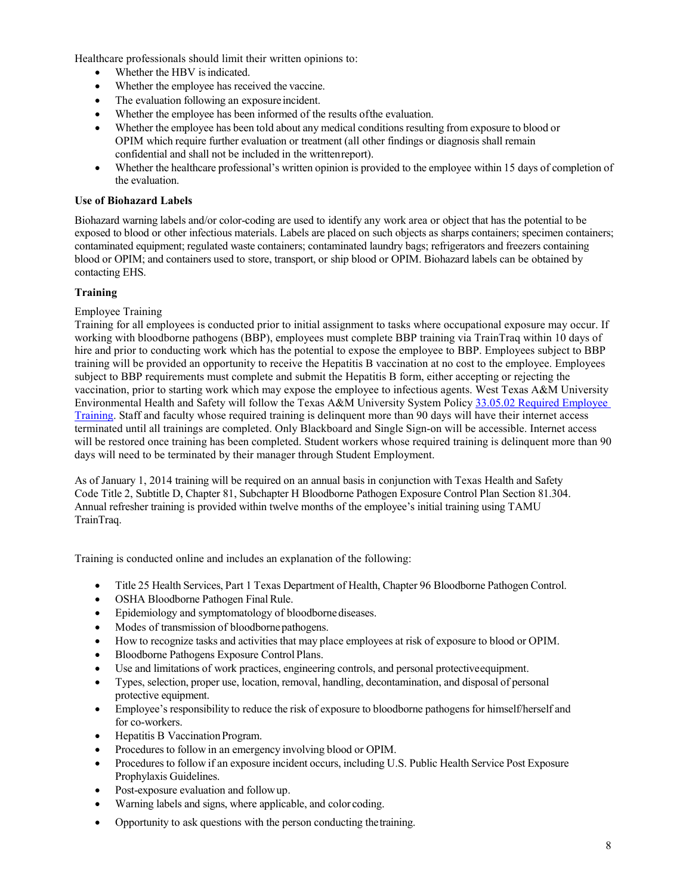Healthcare professionals should limit their written opinions to:

- Whether the HBV is indicated.
- Whether the employee has received the vaccine.
- The evaluation following an exposure incident.
- Whether the employee has been informed of the results ofthe evaluation.
- Whether the employee has been told about any medical conditions resulting from exposure to blood or OPIM which require further evaluation or treatment (all other findings or diagnosis shall remain confidential and shall not be included in the writtenreport).
- Whether the healthcare professional's written opinion is provided to the employee within 15 days of completion of the evaluation.

**Use of Biohazard Labels**

Biohazard warning labels and/or color-coding are used to identify any work area or object that has the potential to be exposed to blood or other infectious materials. Labels are placed on such objects as sharps containers; specimen containers; contaminated equipment; regulated waste containers; contaminated laundry bags; refrigerators and freezers containing blood or OPIM; and containers used to store, transport, or ship blood or OPIM. Biohazard labels can be obtained by contacting EHS.

**Training**

Employee Training

Training for all employees is conducted prior to initial assignment to tasks where occupational exposure may occur. If working with bloodborne pathogens (BBP), employees must complete BBP training via TrainTraq within 10 days of hire and prior to conducting work which has the potential to expose the employee to BBP. Employees subject to BBP training will be provided an opportunity to receive the Hepatitis B vaccination at no cost to the employee. Employees subject to BBP requirements must complete and submit the Hepatitis B form, either accepting or rejecting the vaccination, prior to starting work which may expose the employee to infectious agents. West Texas A&M University Environmental Health and Safety will follow the Texas A&M University System Policy 33.05.02 Required Employee Training. Staff and faculty whose required training is delinquent more than 90 days will have their internet access terminated until all trainings are completed. Only Blackboard and Single Sign-on will be accessible. Internet access will be restored once training has been completed. Student workers whose required training is delinquent more than 90 days will need to be terminated by their manager through Student Employment.

As of January 1, 2014 training will be required on an annual basis in conjunction with Texas Health and Safety Code Title 2, Subtitle D, Chapter 81, Subchapter H Bloodborne Pathogen Exposure Control Plan Section 81.304. Annual refresher training is provided within twelve months of the employee's initial training using TAMU TrainTraq.

Training is conducted online and includes an explanation of the following:

- Title 25 Health Services, Part 1 Texas Department of Health, Chapter 96 Bloodborne Pathogen Control.
- OSHA Bloodborne Pathogen Final Rule.
- Epidemiology and symptomatology of bloodborne diseases.
- Modes of transmission of bloodborne pathogens.
- How to recognize tasks and activities that may place employees at risk of exposure to blood or OPIM.
- Bloodborne Pathogens Exposure Control Plans.
- Use and limitations of work practices, engineering controls, and personal protectiveequipment.
- Types, selection, proper use, location, removal, handling, decontamination, and disposal of personal protective equipment.
- Employee's responsibility to reduce the risk of exposure to bloodborne pathogens for himself/herself and for co-workers.
- Hepatitis B Vaccination Program.
- Procedures to follow in an emergency involving blood or OPIM.
- Procedures to follow if an exposure incident occurs, including U.S. Public Health Service Post Exposure Prophylaxis Guidelines.
- Post-exposure evaluation and follow up.
- Warning labels and signs, where applicable, and color coding.
- Opportunity to ask questions with the person conducting thetraining.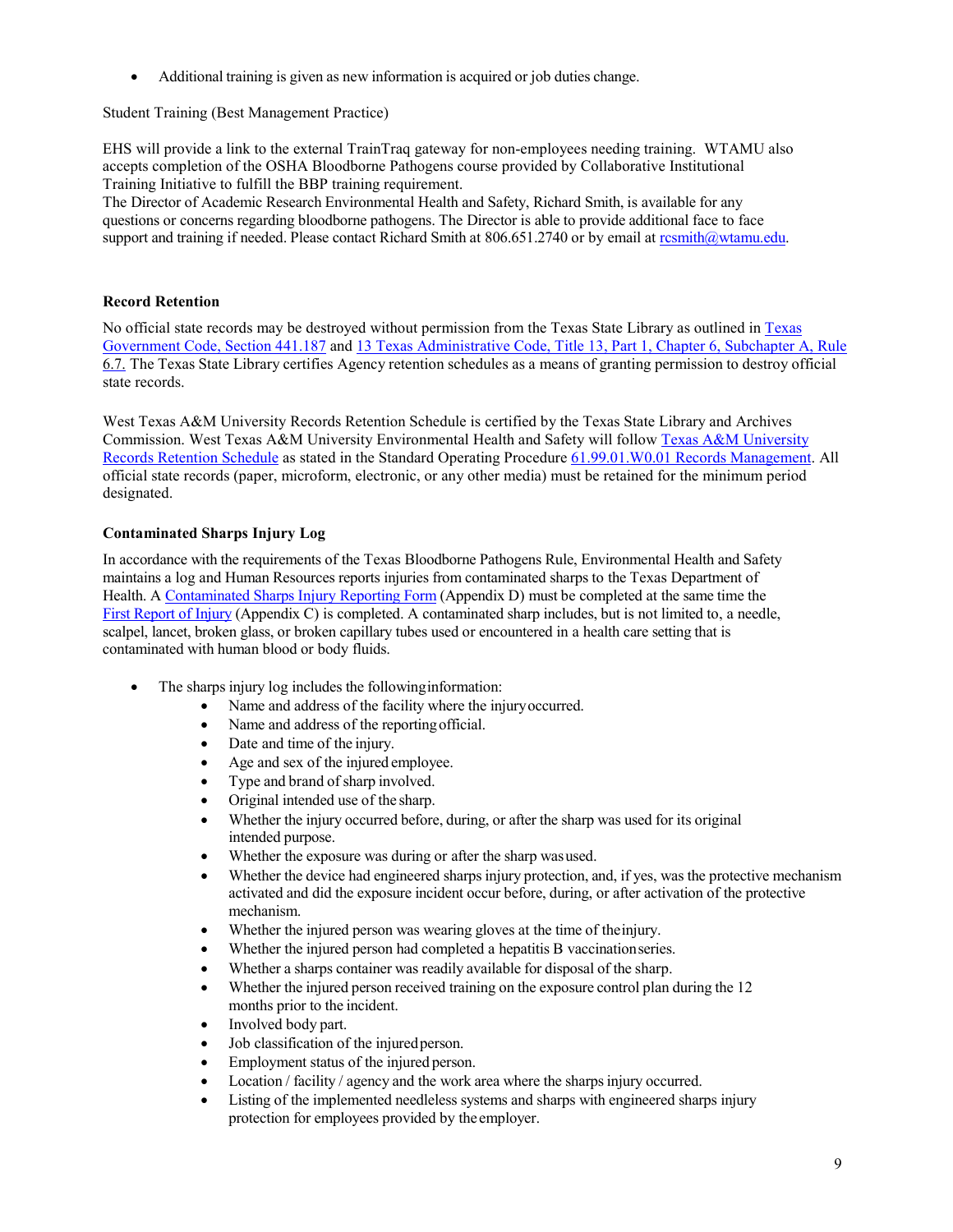- Additional training is given as new information is acquired or job duties change.

Student Training (Best Management Practice)

EHS will provide a link to the external TrainTraq gateway for non-employees needing training. WTAMU also accepts completion of the OSHA Bloodborne Pathogens course provided by Collaborative Institutional Training Initiative to fulfill the BBP training requirement.
The Director of Academic Research Environmental Health and Safety, Richard Smith, is available for any questions or concerns regarding bloodborne pathogens. The Director is able to provide additional face to face support and training if needed. Please contact Richard Smith at 806.651.2740 or by email at rcsmith@wtamu.edu.

**Record Retention**

No official state records may be destroyed without permission from the Texas State Library as outlined in Texas Government Code, Section 441.187 and 13 Texas Administrative Code, Title 13, Part 1, Chapter 6, Subchapter A, Rule 6.7. The Texas State Library certifies Agency retention schedules as a means of granting permission to destroy official state records.

West Texas A&M University Records Retention Schedule is certified by the Texas State Library and Archives Commission. West Texas A&M University Environmental Health and Safety will follow Texas A&M University Records Retention Schedule as stated in the Standard Operating Procedure 61.99.01.W0.01 Records Management. All official state records (paper, microform, electronic, or any other media) must be retained for the minimum period designated.

**Contaminated Sharps Injury Log**

In accordance with the requirements of the Texas Bloodborne Pathogens Rule, Environmental Health and Safety maintains a log and Human Resources reports injuries from contaminated sharps to the Texas Department of Health. A Contaminated Sharps Injury Reporting Form (Appendix D) must be completed at the same time the First Report of Injury (Appendix C) is completed. A contaminated sharp includes, but is not limited to, a needle, scalpel, lancet, broken glass, or broken capillary tubes used or encountered in a health care setting that is contaminated with human blood or body fluids.

- The sharps injury log includes the following information:
  - Name and address of the facility where the injury occurred.
  - Name and address of the reporting official.
  - Date and time of the injury.
  - Age and sex of the injured employee.
  - Type and brand of sharp involved.
  - Original intended use of the sharp.
  - Whether the injury occurred before, during, or after the sharp was used for its original intended purpose.
  - Whether the exposure was during or after the sharp was used.
  - Whether the device had engineered sharps injury protection, and, if yes, was the protective mechanism activated and did the exposure incident occur before, during, or after activation of the protective mechanism.
  - Whether the injured person was wearing gloves at the time of the injury.
  - Whether the injured person had completed a hepatitis B vaccination series.
  - Whether a sharps container was readily available for disposal of the sharp.
  - Whether the injured person received training on the exposure control plan during the 12 months prior to the incident.
  - Involved body part.
  - Job classification of the injured person.
  - Employment status of the injured person.
  - Location / facility / agency and the work area where the sharps injury occurred.
  - Listing of the implemented needleless systems and sharps with engineered sharps injury protection for employees provided by the employer.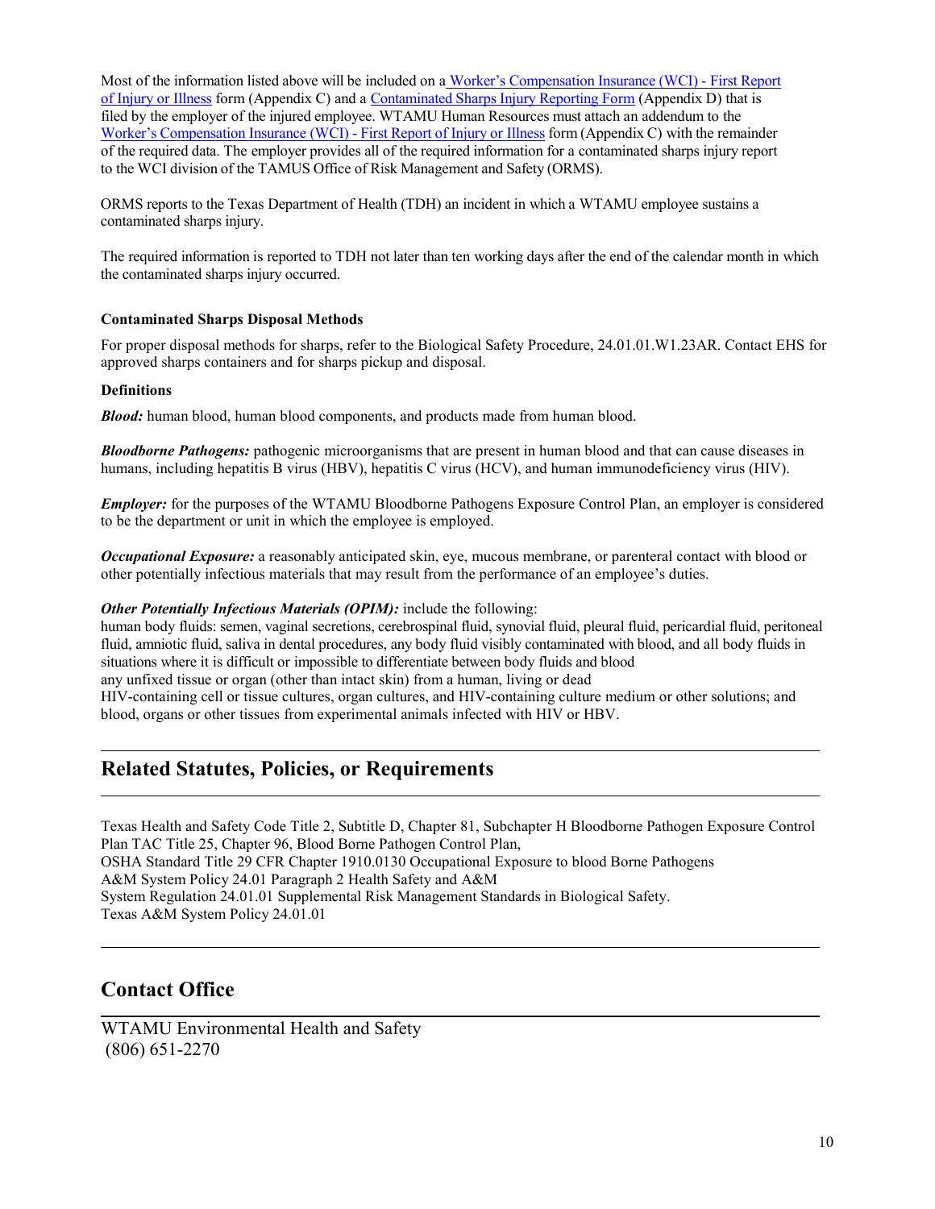Most of the information listed above will be included on a [Worker's Compensation Insurance (WCI) - First Report of Injury or Illness] form (Appendix C) and a [Contaminated Sharps Injury Reporting Form] (Appendix D) that is filed by the employer of the injured employee. WTAMU Human Resources must attach an addendum to the [Worker's Compensation Insurance (WCI) - First Report of Injury or Illness] form (Appendix C) with the remainder of the required data. The employer provides all of the required information for a contaminated sharps injury report to the WCI division of the TAMUS Office of Risk Management and Safety (ORMS).

ORMS reports to the Texas Department of Health (TDH) an incident in which a WTAMU employee sustains a contaminated sharps injury.

The required information is reported to TDH not later than ten working days after the end of the calendar month in which the contaminated sharps injury occurred.

**Contaminated Sharps Disposal Methods**

For proper disposal methods for sharps, refer to the Biological Safety Procedure, 24.01.01.W1.23AR. Contact EHS for approved sharps containers and for sharps pickup and disposal.

**Definitions**

***Blood:*** human blood, human blood components, and products made from human blood.

***Bloodborne Pathogens:*** pathogenic microorganisms that are present in human blood and that can cause diseases in humans, including hepatitis B virus (HBV), hepatitis C virus (HCV), and human immunodeficiency virus (HIV).

***Employer:*** for the purposes of the WTAMU Bloodborne Pathogens Exposure Control Plan, an employer is considered to be the department or unit in which the employee is employed.

***Occupational Exposure:*** a reasonably anticipated skin, eye, mucous membrane, or parenteral contact with blood or other potentially infectious materials that may result from the performance of an employee's duties.

***Other Potentially Infectious Materials (OPIM):*** include the following:
human body fluids: semen, vaginal secretions, cerebrospinal fluid, synovial fluid, pleural fluid, pericardial fluid, peritoneal fluid, amniotic fluid, saliva in dental procedures, any body fluid visibly contaminated with blood, and all body fluids in situations where it is difficult or impossible to differentiate between body fluids and blood
any unfixed tissue or organ (other than intact skin) from a human, living or dead
HIV-containing cell or tissue cultures, organ cultures, and HIV-containing culture medium or other solutions; and blood, organs or other tissues from experimental animals infected with HIV or HBV.

## Related Statutes, Policies, or Requirements

Texas Health and Safety Code Title 2, Subtitle D, Chapter 81, Subchapter H Bloodborne Pathogen Exposure Control Plan TAC Title 25, Chapter 96, Blood Borne Pathogen Control Plan,
OSHA Standard Title 29 CFR Chapter 1910.0130 Occupational Exposure to blood Borne Pathogens
A&M System Policy 24.01 Paragraph 2 Health Safety and A&M
System Regulation 24.01.01 Supplemental Risk Management Standards in Biological Safety.
Texas A&M System Policy 24.01.01

## Contact Office

WTAMU Environmental Health and Safety
(806) 651-2270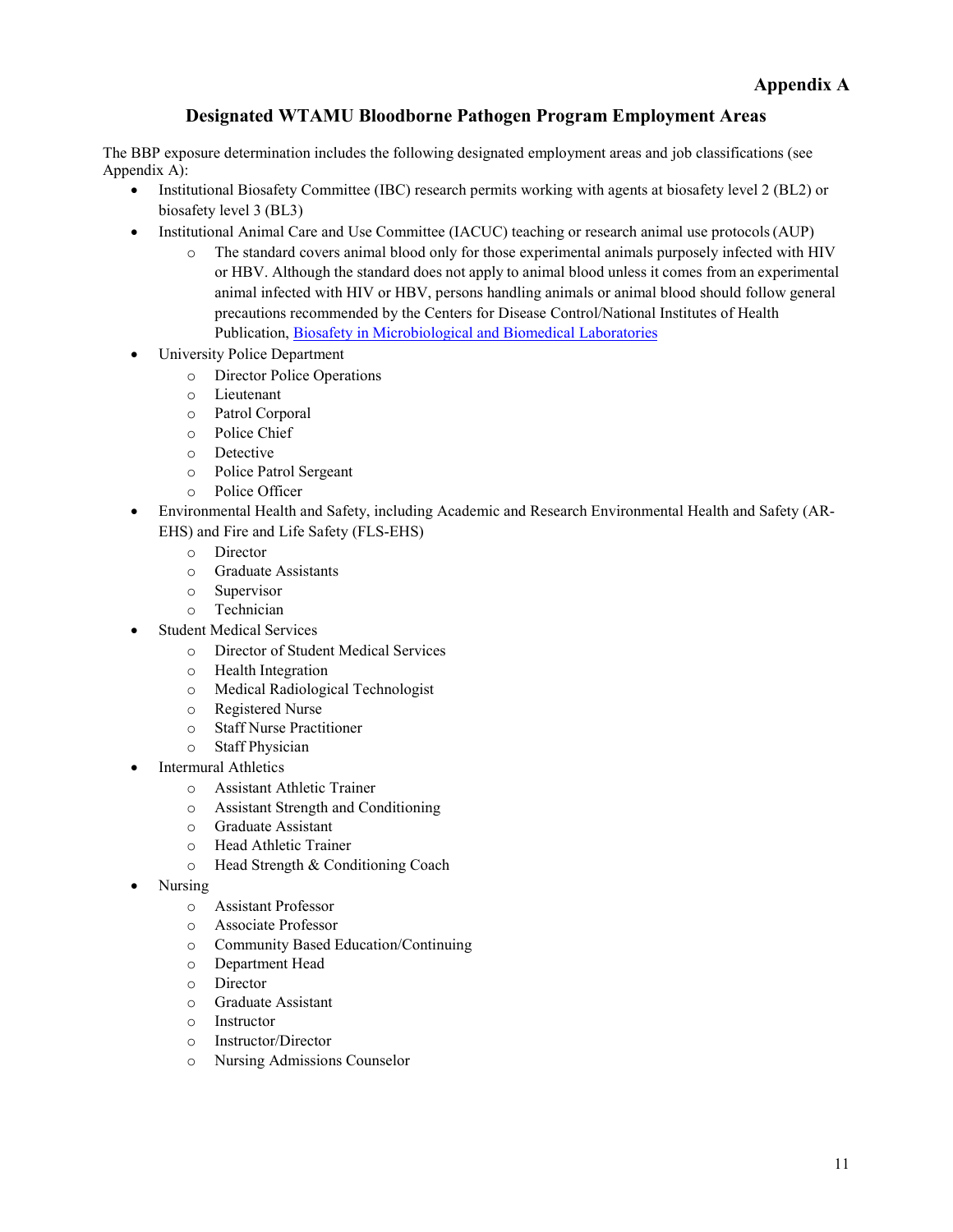# Appendix A

## Designated WTAMU Bloodborne Pathogen Program Employment Areas

The BBP exposure determination includes the following designated employment areas and job classifications (see Appendix A):

- Institutional Biosafety Committee (IBC) research permits working with agents at biosafety level 2 (BL2) or biosafety level 3 (BL3)
- Institutional Animal Care and Use Committee (IACUC) teaching or research animal use protocols (AUP)
  - The standard covers animal blood only for those experimental animals purposely infected with HIV or HBV. Although the standard does not apply to animal blood unless it comes from an experimental animal infected with HIV or HBV, persons handling animals or animal blood should follow general precautions recommended by the Centers for Disease Control/National Institutes of Health Publication, Biosafety in Microbiological and Biomedical Laboratories
- University Police Department
  - Director Police Operations
  - Lieutenant
  - Patrol Corporal
  - Police Chief
  - Detective
  - Police Patrol Sergeant
  - Police Officer
- Environmental Health and Safety, including Academic and Research Environmental Health and Safety (AR-EHS) and Fire and Life Safety (FLS-EHS)
  - Director
  - Graduate Assistants
  - Supervisor
  - Technician
- Student Medical Services
  - Director of Student Medical Services
  - Health Integration
  - Medical Radiological Technologist
  - Registered Nurse
  - Staff Nurse Practitioner
  - Staff Physician
- Intermural Athletics
  - Assistant Athletic Trainer
  - Assistant Strength and Conditioning
  - Graduate Assistant
  - Head Athletic Trainer
  - Head Strength & Conditioning Coach
- Nursing
  - Assistant Professor
  - Associate Professor
  - Community Based Education/Continuing
  - Department Head
  - Director
  - Graduate Assistant
  - Instructor
  - Instructor/Director
  - Nursing Admissions Counselor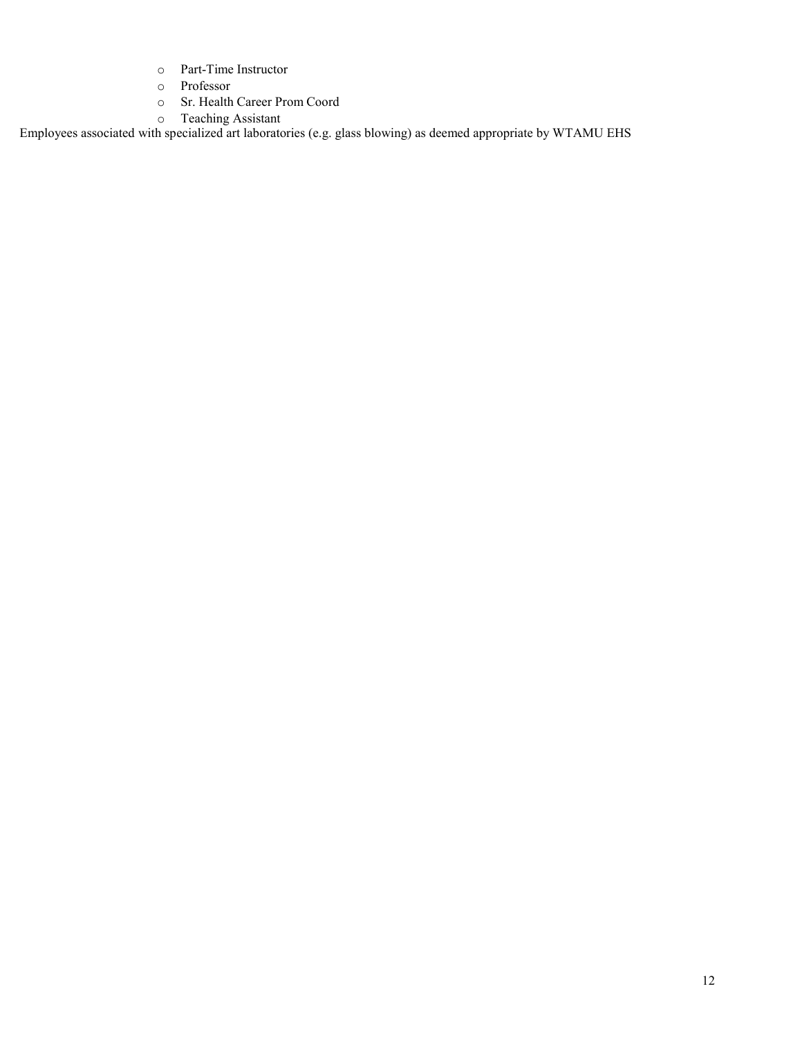- Part-Time Instructor
- Professor
- Sr. Health Career Prom Coord
- Teaching Assistant

Employees associated with specialized art laboratories (e.g. glass blowing) as deemed appropriate by WTAMU EHS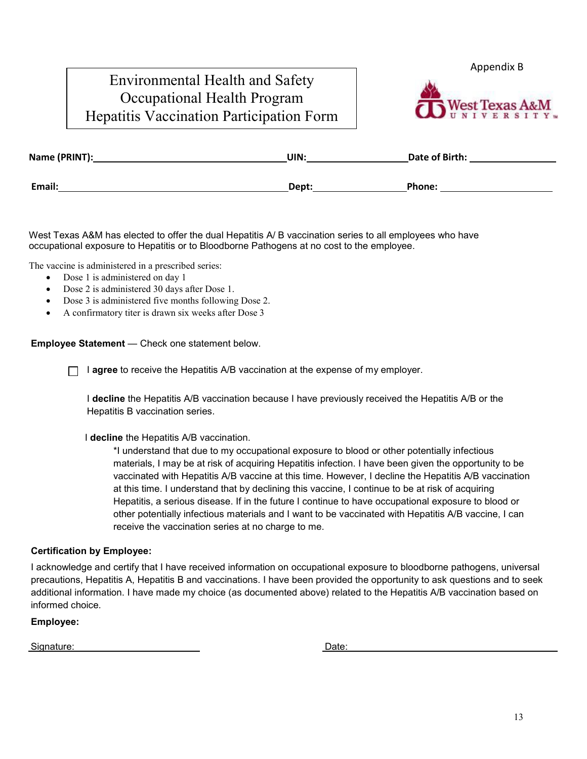Appendix B

# Environmental Health and Safety
# Occupational Health Program
# Hepatitis Vaccination Participation Form

**Name (PRINT):** ______________________ **UIN:** ______________ **Date of Birth:** ______________

**Email:** ______________________ **Dept:** ______________ **Phone:** ______________

West Texas A&M has elected to offer the dual Hepatitis A/ B vaccination series to all employees who have occupational exposure to Hepatitis or to Bloodborne Pathogens at no cost to the employee.

The vaccine is administered in a prescribed series:

- Dose 1 is administered on day 1
- Dose 2 is administered 30 days after Dose 1.
- Dose 3 is administered five months following Dose 2.
- A confirmatory titer is drawn six weeks after Dose 3

**Employee Statement** — Check one statement below.

☐ I **agree** to receive the Hepatitis A/B vaccination at the expense of my employer.

I **decline** the Hepatitis A/B vaccination because I have previously received the Hepatitis A/B or the Hepatitis B vaccination series.

I **decline** the Hepatitis A/B vaccination.

> *I understand that due to my occupational exposure to blood or other potentially infectious materials, I may be at risk of acquiring Hepatitis infection. I have been given the opportunity to be vaccinated with Hepatitis A/B vaccine at this time. However, I decline the Hepatitis A/B vaccination at this time. I understand that by declining this vaccine, I continue to be at risk of acquiring Hepatitis, a serious disease. If in the future I continue to have occupational exposure to blood or other potentially infectious materials and I want to be vaccinated with Hepatitis A/B vaccine, I can receive the vaccination series at no charge to me.

**Certification by Employee:**

I acknowledge and certify that I have received information on occupational exposure to bloodborne pathogens, universal precautions, Hepatitis A, Hepatitis B and vaccinations. I have been provided the opportunity to ask questions and to seek additional information. I have made my choice (as documented above) related to the Hepatitis A/B vaccination based on informed choice.

**Employee:**

Signature: ______________________ Date: ______________________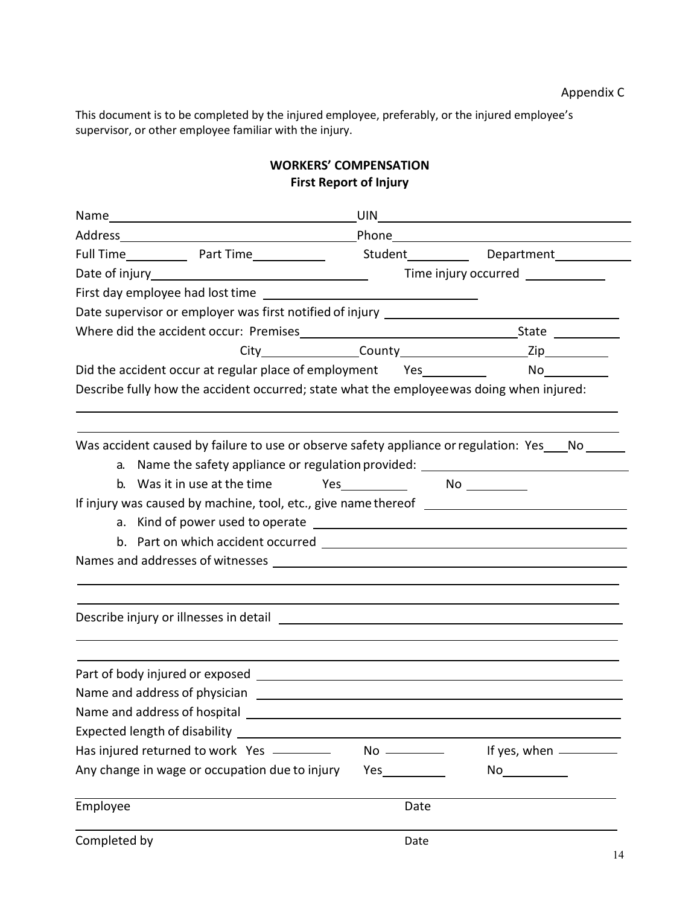Appendix C

This document is to be completed by the injured employee, preferably, or the injured employee's supervisor, or other employee familiar with the injury.

**WORKERS' COMPENSATION**
**First Report of Injury**

Name________________________________ UIN________________________________

Address______________________________ Phone______________________________

Full Time__________ Part Time___________ Student__________ Department___________

Date of injury________________________________ Time injury occurred ____________

First day employee had lost time ________________________________

Date supervisor or employer was first notified of injury ________________________________

Where did the accident occur: Premises________________________________ State __________

City_______________ County___________________ Zip__________

Did the accident occur at regular place of employment Yes__________ No__________

Describe fully how the accident occurred; state what the employee was doing when injured:

________________________________________________________________________________

________________________________________________________________________________

Was accident caused by failure to use or observe safety appliance or regulation: Yes____ No______

a. Name the safety appliance or regulation provided: ________________________________
b. Was it in use at the time Yes__________ No __________

If injury was caused by machine, tool, etc., give name thereof ________________________________

a. Kind of power used to operate ________________________________
b. Part on which accident occurred ________________________________

Names and addresses of witnesses ________________________________

________________________________________________________________________________

________________________________________________________________________________

Describe injury or illnesses in detail ________________________________

________________________________________________________________________________

________________________________________________________________________________

Part of body injured or exposed ________________________________

Name and address of physician ________________________________

Name and address of hospital ________________________________

Expected length of disability ________________________________

Has injured returned to work Yes __________ No __________ If yes, when __________

Any change in wage or occupation due to injury Yes__________ No__________

________________________________________________________________________________
Employee Date

________________________________________________________________________________
Completed by Date